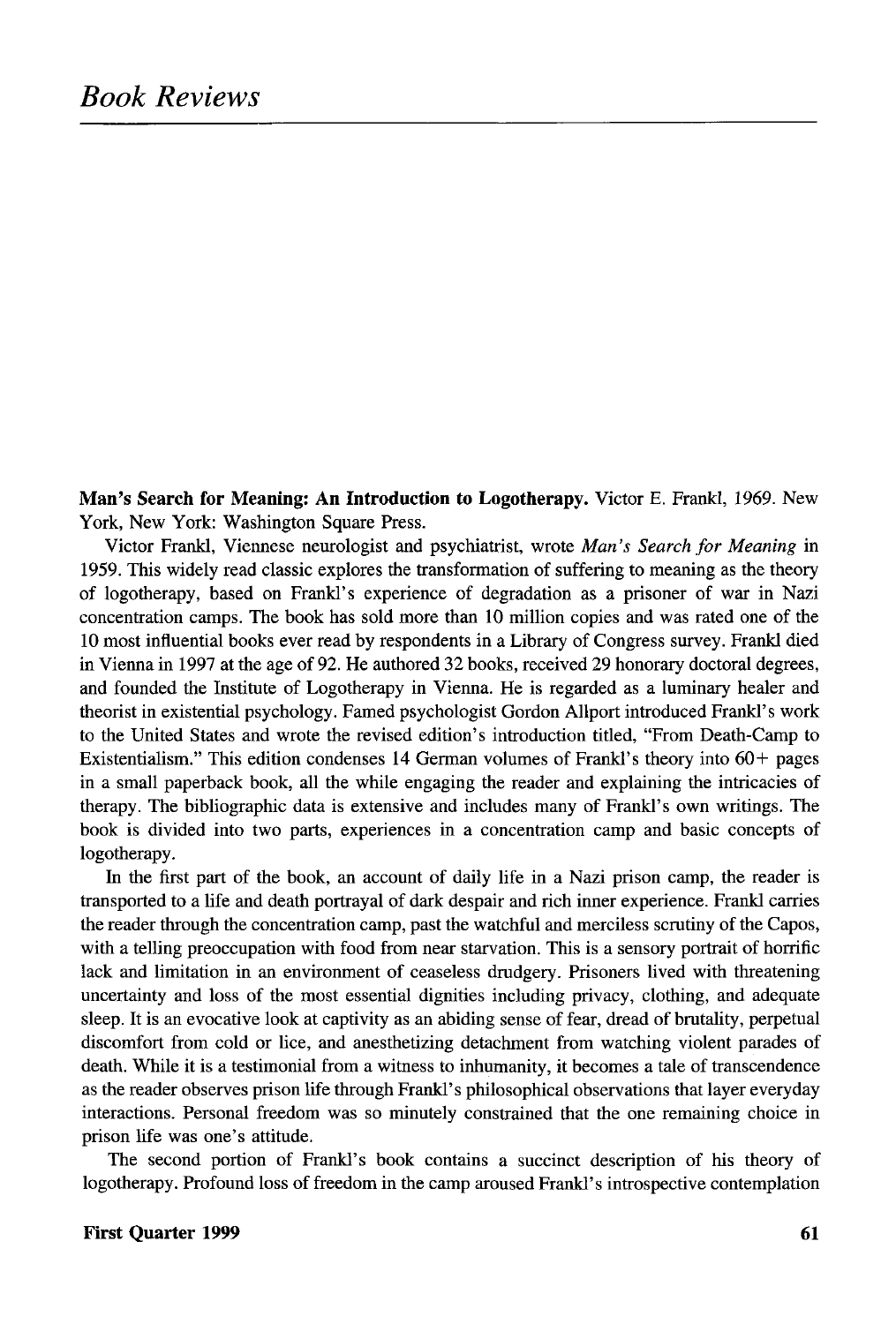# Book Reviews

**Man's Search for Meaning: An Introduction to Logotherapy.** Victor E. Frankl, 1969. New York, New York: Washington Square Press.

Victor Frankl, Viennese neurologist and psychiatrist, wrote *Man's Search for Meaning* in 1959. This widely read classic explores the transformation of suffering to meaning as the theory of logotherapy, based on Frankl's experience of degradation as a prisoner of war in Nazi concentration camps. The book has sold more than 10 million copies and was rated one of the 10 most influential books ever read by respondents in a Library of Congress survey. Frankl died in Vienna in 1997 at the age of 92. He authored 32 books, received 29 honorary doctoral degrees, and founded the Institute of Logotherapy in Vienna. He is regarded as a luminary healer and theorist in existential psychology. Famed psychologist Gordon Allport introduced Frankl's work to the United States and wrote the revised edition's introduction titled, "From Death-Camp to Existentialism." This edition condenses 14 German volumes of Frankl's theory into 60+ pages in a small paperback book, all the while engaging the reader and explaining the intricacies of therapy. The bibliographic data is extensive and includes many of Frankl's own writings. The book is divided into two parts, experiences in a concentration camp and basic concepts of logotherapy.

In the first part of the book, an account of daily life in a Nazi prison camp, the reader is transported to a life and death portrayal of dark despair and rich inner experience. Frankl carries the reader through the concentration camp, past the watchful and merciless scrutiny of the Capos, with a telling preoccupation with food from near starvation. This is a sensory portrait of horrific lack and limitation in an environment of ceaseless drudgery. Prisoners lived with threatening uncertainty and loss of the most essential dignities including privacy, clothing, and adequate sleep. It is an evocative look at captivity as an abiding sense of fear, dread of brutality, perpetual discomfort from cold or lice, and anesthetizing detachment from watching violent parades of death. While it is a testimonial from a witness to inhumanity, it becomes a tale of transcendence as the reader observes prison life through Frankl's philosophical observations that layer everyday interactions. Personal freedom was so minutely constrained that the one remaining choice in prison life was one's attitude.

The second portion of Frankl's book contains a succinct description of his theory of logotherapy. Profound loss of freedom in the camp aroused Frankl's introspective contemplation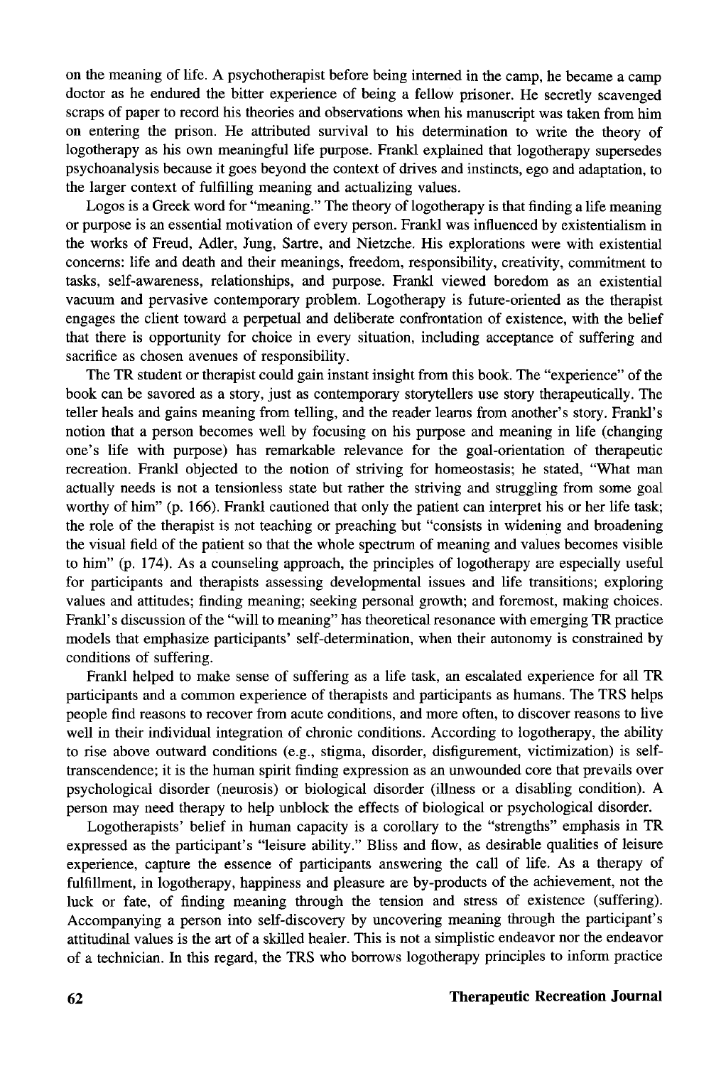on the meaning of life. A psychotherapist before being interned in the camp, he became a camp doctor as he endured the bitter experience of being a fellow prisoner. He secretly scavenged scraps of paper to record his theories and observations when his manuscript was taken from him on entering the prison. He attributed survival to his determination to write the theory of logotherapy as his own meaningful life purpose. Frankl explained that logotherapy supersedes psychoanalysis because it goes beyond the context of drives and instincts, ego and adaptation, to the larger context of fulfilling meaning and actualizing values.

Logos is a Greek word for "meaning." The theory of logotherapy is that finding a life meaning or purpose is an essential motivation of every person. Frankl was influenced by existentialism in the works of Freud, Adler, Jung, Sartre, and Nietzche. His explorations were with existential concerns: life and death and their meanings, freedom, responsibility, creativity, commitment to tasks, self-awareness, relationships, and purpose. Frankl viewed boredom as an existential vacuum and pervasive contemporary problem. Logotherapy is future-oriented as the therapist engages the client toward a perpetual and deliberate confrontation of existence, with the belief that there is opportunity for choice in every situation, including acceptance of suffering and sacrifice as chosen avenues of responsibility.

The TR student or therapist could gain instant insight from this book. The "experience" of the book can be savored as a story, just as contemporary storytellers use story therapeutically. The teller heals and gains meaning from telling, and the reader learns from another's story. Frankl's notion that a person becomes well by focusing on his purpose and meaning in life (changing one's life with purpose) has remarkable relevance for the goal-orientation of therapeutic recreation. Frankl objected to the notion of striving for homeostasis; he stated, "What man actually needs is not a tensionless state but rather the striving and struggling from some goal worthy of him" (p. 166). Frankl cautioned that only the patient can interpret his or her life task; the role of the therapist is not teaching or preaching but "consists in widening and broadening the visual field of the patient so that the whole spectrum of meaning and values becomes visible to him" (p. 174). As a counseling approach, the principles of logotherapy are especially useful for participants and therapists assessing developmental issues and life transitions; exploring values and attitudes; finding meaning; seeking personal growth; and foremost, making choices. Frankl's discussion of the "will to meaning" has theoretical resonance with emerging TR practice models that emphasize participants' self-determination, when their autonomy is constrained by conditions of suffering.

Frankl helped to make sense of suffering as a life task, an escalated experience for all TR participants and a common experience of therapists and participants as humans. The TRS helps people find reasons to recover from acute conditions, and more often, to discover reasons to live well in their individual integration of chronic conditions. According to logotherapy, the ability to rise above outward conditions (e.g., stigma, disorder, disfigurement, victimization) is self-transcendence; it is the human spirit finding expression as an unwounded core that prevails over psychological disorder (neurosis) or biological disorder (illness or a disabling condition). A person may need therapy to help unblock the effects of biological or psychological disorder.

Logotherapists' belief in human capacity is a corollary to the "strengths" emphasis in TR expressed as the participant's "leisure ability." Bliss and flow, as desirable qualities of leisure experience, capture the essence of participants answering the call of life. As a therapy of fulfillment, in logotherapy, happiness and pleasure are by-products of the achievement, not the luck or fate, of finding meaning through the tension and stress of existence (suffering). Accompanying a person into self-discovery by uncovering meaning through the participant's attitudinal values is the art of a skilled healer. This is not a simplistic endeavor nor the endeavor of a technician. In this regard, the TRS who borrows logotherapy principles to inform practice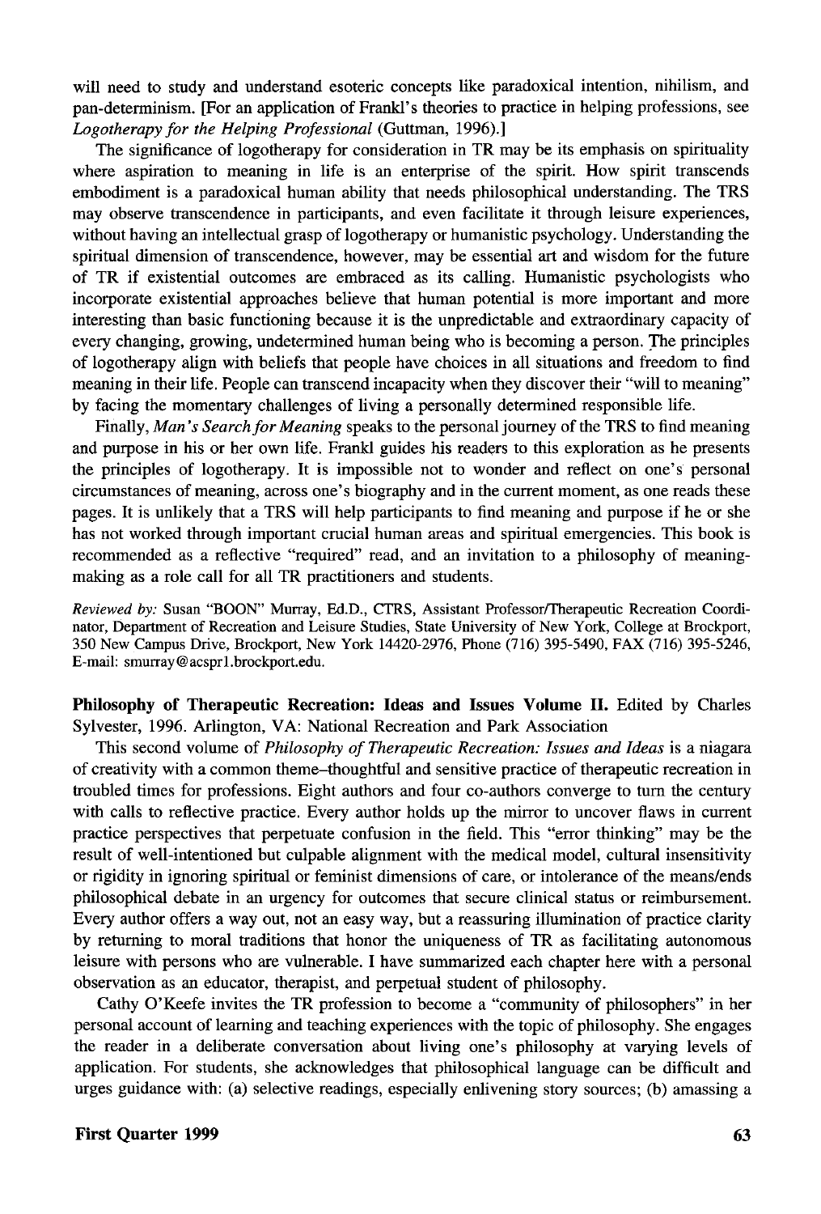will need to study and understand esoteric concepts like paradoxical intention, nihilism, and pan-determinism. [For an application of Frankl's theories to practice in helping professions, see *Logotherapy for the Helping Professional* (Guttman, 1996).]

The significance of logotherapy for consideration in TR may be its emphasis on spirituality where aspiration to meaning in life is an enterprise of the spirit. How spirit transcends embodiment is a paradoxical human ability that needs philosophical understanding. The TRS may observe transcendence in participants, and even facilitate it through leisure experiences, without having an intellectual grasp of logotherapy or humanistic psychology. Understanding the spiritual dimension of transcendence, however, may be essential art and wisdom for the future of TR if existential outcomes are embraced as its calling. Humanistic psychologists who incorporate existential approaches believe that human potential is more important and more interesting than basic functioning because it is the unpredictable and extraordinary capacity of every changing, growing, undetermined human being who is becoming a person. The principles of logotherapy align with beliefs that people have choices in all situations and freedom to find meaning in their life. People can transcend incapacity when they discover their "will to meaning" by facing the momentary challenges of living a personally determined responsible life.

Finally, *Man's Search for Meaning* speaks to the personal journey of the TRS to find meaning and purpose in his or her own life. Frankl guides his readers to this exploration as he presents the principles of logotherapy. It is impossible not to wonder and reflect on one's personal circumstances of meaning, across one's biography and in the current moment, as one reads these pages. It is unlikely that a TRS will help participants to find meaning and purpose if he or she has not worked through important crucial human areas and spiritual emergencies. This book is recommended as a reflective "required" read, and an invitation to a philosophy of meaning-making as a role call for all TR practitioners and students.

*Reviewed by:* Susan "BOON" Murray, Ed.D., CTRS, Assistant Professor/Therapeutic Recreation Coordinator, Department of Recreation and Leisure Studies, State University of New York, College at Brockport, 350 New Campus Drive, Brockport, New York 14420-2976, Phone (716) 395-5490, FAX (716) 395-5246, E-mail: smurray@acspr1.brockport.edu.

**Philosophy of Therapeutic Recreation: Ideas and Issues Volume II.** Edited by Charles Sylvester, 1996. Arlington, VA: National Recreation and Park Association

This second volume of *Philosophy of Therapeutic Recreation: Issues and Ideas* is a niagara of creativity with a common theme–thoughtful and sensitive practice of therapeutic recreation in troubled times for professions. Eight authors and four co-authors converge to turn the century with calls to reflective practice. Every author holds up the mirror to uncover flaws in current practice perspectives that perpetuate confusion in the field. This "error thinking" may be the result of well-intentioned but culpable alignment with the medical model, cultural insensitivity or rigidity in ignoring spiritual or feminist dimensions of care, or intolerance of the means/ends philosophical debate in an urgency for outcomes that secure clinical status or reimbursement. Every author offers a way out, not an easy way, but a reassuring illumination of practice clarity by returning to moral traditions that honor the uniqueness of TR as facilitating autonomous leisure with persons who are vulnerable. I have summarized each chapter here with a personal observation as an educator, therapist, and perpetual student of philosophy.

Cathy O'Keefe invites the TR profession to become a "community of philosophers" in her personal account of learning and teaching experiences with the topic of philosophy. She engages the reader in a deliberate conversation about living one's philosophy at varying levels of application. For students, she acknowledges that philosophical language can be difficult and urges guidance with: (a) selective readings, especially enlivening story sources; (b) amassing a